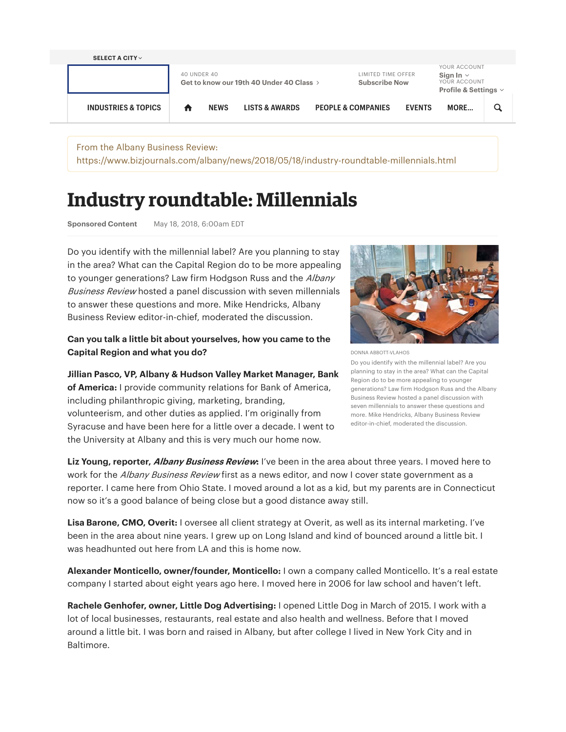From the Albany Business Review:
https://www.bizjournals.com/albany/news/2018/05/18/industry-roundtable-millennials.html

# Industry roundtable: Millennials

**Sponsored Content** May 18, 2018, 6:00am EDT

Do you identify with the millennial label? Are you planning to stay in the area? What can the Capital Region do to be more appealing to younger generations? Law firm Hodgson Russ and the *Albany Business Review* hosted a panel discussion with seven millennials to answer these questions and more. Mike Hendricks, Albany Business Review editor-in-chief, moderated the discussion.

DONNA ABBOTT-VLAHOS

Do you identify with the millennial label? Are you planning to stay in the area? What can the Capital Region do to be more appealing to younger generations? Law firm Hodgson Russ and the Albany Business Review hosted a panel discussion with seven millennials to answer these questions and more. Mike Hendricks, Albany Business Review editor-in-chief, moderated the discussion.

**Can you talk a little bit about yourselves, how you came to the Capital Region and what you do?**

**Jillian Pasco, VP, Albany & Hudson Valley Market Manager, Bank of America:** I provide community relations for Bank of America, including philanthropic giving, marketing, branding, volunteerism, and other duties as applied. I'm originally from Syracuse and have been here for a little over a decade. I went to the University at Albany and this is very much our home now.

**Liz Young, reporter, *Albany Business Review*:** I've been in the area about three years. I moved here to work for the *Albany Business Review* first as a news editor, and now I cover state government as a reporter. I came here from Ohio State. I moved around a lot as a kid, but my parents are in Connecticut now so it's a good balance of being close but a good distance away still.

**Lisa Barone, CMO, Overit:** I oversee all client strategy at Overit, as well as its internal marketing. I've been in the area about nine years. I grew up on Long Island and kind of bounced around a little bit. I was headhunted out here from LA and this is home now.

**Alexander Monticello, owner/founder, Monticello:** I own a company called Monticello. It's a real estate company I started about eight years ago here. I moved here in 2006 for law school and haven't left.

**Rachele Genhofer, owner, Little Dog Advertising:** I opened Little Dog in March of 2015. I work with a lot of local businesses, restaurants, real estate and also health and wellness. Before that I moved around a little bit. I was born and raised in Albany, but after college I lived in New York City and in Baltimore.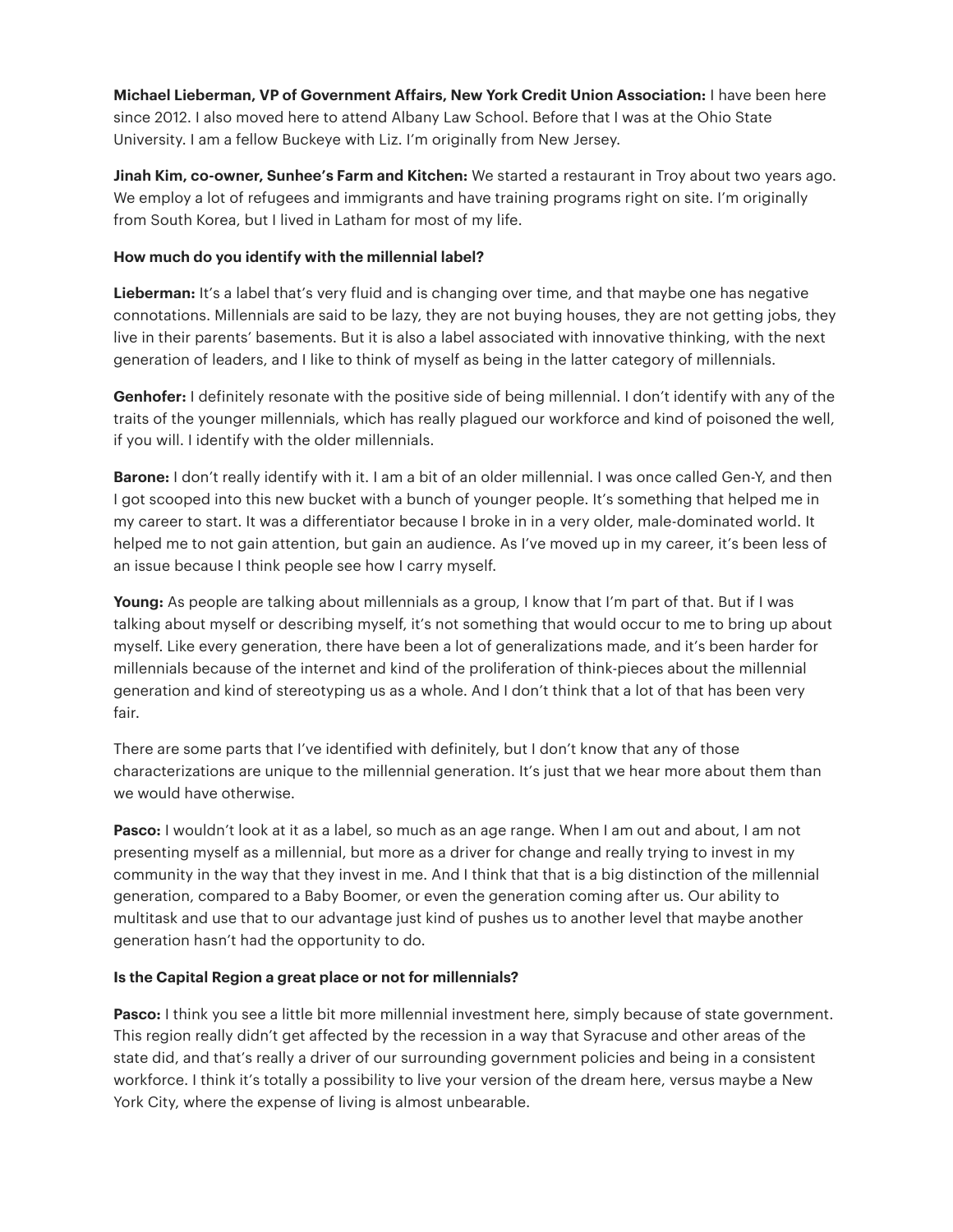**Michael Lieberman, VP of Government Affairs, New York Credit Union Association:** I have been here since 2012. I also moved here to attend Albany Law School. Before that I was at the Ohio State University. I am a fellow Buckeye with Liz. I'm originally from New Jersey.

**Jinah Kim, co-owner, Sunhee's Farm and Kitchen:** We started a restaurant in Troy about two years ago. We employ a lot of refugees and immigrants and have training programs right on site. I'm originally from South Korea, but I lived in Latham for most of my life.

**How much do you identify with the millennial label?**

**Lieberman:** It's a label that's very fluid and is changing over time, and that maybe one has negative connotations. Millennials are said to be lazy, they are not buying houses, they are not getting jobs, they live in their parents' basements. But it is also a label associated with innovative thinking, with the next generation of leaders, and I like to think of myself as being in the latter category of millennials.

**Genhofer:** I definitely resonate with the positive side of being millennial. I don't identify with any of the traits of the younger millennials, which has really plagued our workforce and kind of poisoned the well, if you will. I identify with the older millennials.

**Barone:** I don't really identify with it. I am a bit of an older millennial. I was once called Gen-Y, and then I got scooped into this new bucket with a bunch of younger people. It's something that helped me in my career to start. It was a differentiator because I broke in in a very older, male-dominated world. It helped me to not gain attention, but gain an audience. As I've moved up in my career, it's been less of an issue because I think people see how I carry myself.

**Young:** As people are talking about millennials as a group, I know that I'm part of that. But if I was talking about myself or describing myself, it's not something that would occur to me to bring up about myself. Like every generation, there have been a lot of generalizations made, and it's been harder for millennials because of the internet and kind of the proliferation of think-pieces about the millennial generation and kind of stereotyping us as a whole. And I don't think that a lot of that has been very fair.

There are some parts that I've identified with definitely, but I don't know that any of those characterizations are unique to the millennial generation. It's just that we hear more about them than we would have otherwise.

**Pasco:** I wouldn't look at it as a label, so much as an age range. When I am out and about, I am not presenting myself as a millennial, but more as a driver for change and really trying to invest in my community in the way that they invest in me. And I think that that is a big distinction of the millennial generation, compared to a Baby Boomer, or even the generation coming after us. Our ability to multitask and use that to our advantage just kind of pushes us to another level that maybe another generation hasn't had the opportunity to do.

**Is the Capital Region a great place or not for millennials?**

**Pasco:** I think you see a little bit more millennial investment here, simply because of state government. This region really didn't get affected by the recession in a way that Syracuse and other areas of the state did, and that's really a driver of our surrounding government policies and being in a consistent workforce. I think it's totally a possibility to live your version of the dream here, versus maybe a New York City, where the expense of living is almost unbearable.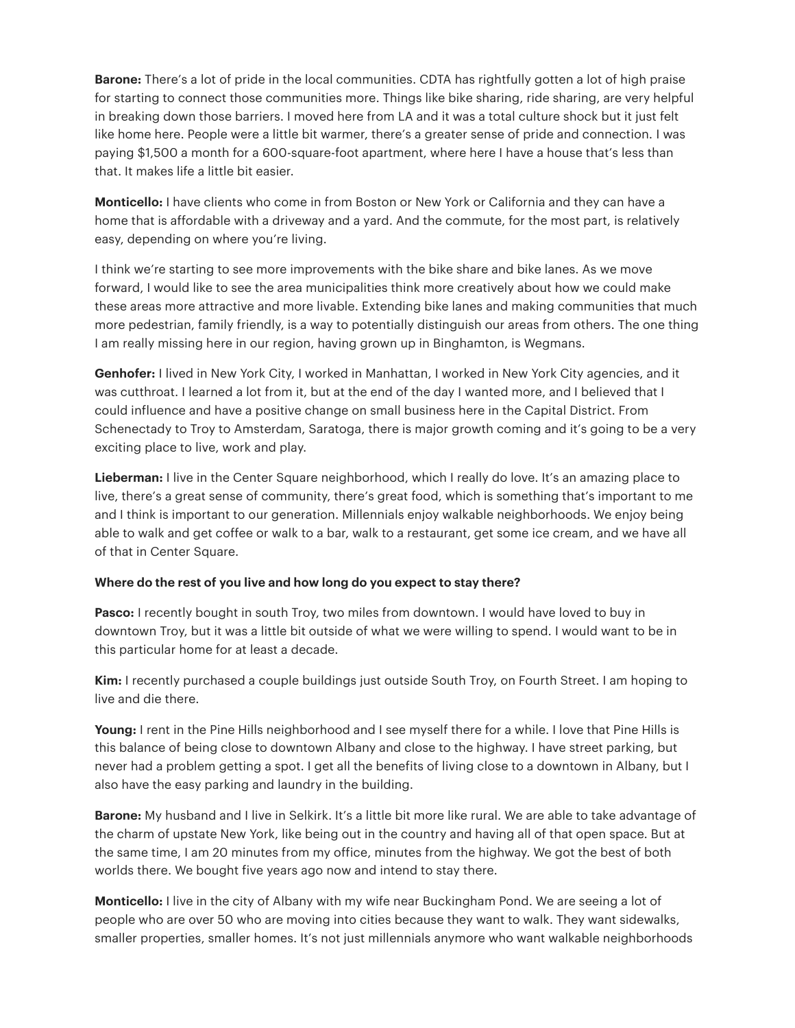**Barone:** There's a lot of pride in the local communities. CDTA has rightfully gotten a lot of high praise for starting to connect those communities more. Things like bike sharing, ride sharing, are very helpful in breaking down those barriers. I moved here from LA and it was a total culture shock but it just felt like home here. People were a little bit warmer, there's a greater sense of pride and connection. I was paying $1,500 a month for a 600-square-foot apartment, where here I have a house that's less than that. It makes life a little bit easier.

**Monticello:** I have clients who come in from Boston or New York or California and they can have a home that is affordable with a driveway and a yard. And the commute, for the most part, is relatively easy, depending on where you're living.

I think we're starting to see more improvements with the bike share and bike lanes. As we move forward, I would like to see the area municipalities think more creatively about how we could make these areas more attractive and more livable. Extending bike lanes and making communities that much more pedestrian, family friendly, is a way to potentially distinguish our areas from others. The one thing I am really missing here in our region, having grown up in Binghamton, is Wegmans.

**Genhofer:** I lived in New York City, I worked in Manhattan, I worked in New York City agencies, and it was cutthroat. I learned a lot from it, but at the end of the day I wanted more, and I believed that I could influence and have a positive change on small business here in the Capital District. From Schenectady to Troy to Amsterdam, Saratoga, there is major growth coming and it's going to be a very exciting place to live, work and play.

**Lieberman:** I live in the Center Square neighborhood, which I really do love. It's an amazing place to live, there's a great sense of community, there's great food, which is something that's important to me and I think is important to our generation. Millennials enjoy walkable neighborhoods. We enjoy being able to walk and get coffee or walk to a bar, walk to a restaurant, get some ice cream, and we have all of that in Center Square.

**Where do the rest of you live and how long do you expect to stay there?**

**Pasco:** I recently bought in south Troy, two miles from downtown. I would have loved to buy in downtown Troy, but it was a little bit outside of what we were willing to spend. I would want to be in this particular home for at least a decade.

**Kim:** I recently purchased a couple buildings just outside South Troy, on Fourth Street. I am hoping to live and die there.

**Young:** I rent in the Pine Hills neighborhood and I see myself there for a while. I love that Pine Hills is this balance of being close to downtown Albany and close to the highway. I have street parking, but never had a problem getting a spot. I get all the benefits of living close to a downtown in Albany, but I also have the easy parking and laundry in the building.

**Barone:** My husband and I live in Selkirk. It's a little bit more like rural. We are able to take advantage of the charm of upstate New York, like being out in the country and having all of that open space. But at the same time, I am 20 minutes from my office, minutes from the highway. We got the best of both worlds there. We bought five years ago now and intend to stay there.

**Monticello:** I live in the city of Albany with my wife near Buckingham Pond. We are seeing a lot of people who are over 50 who are moving into cities because they want to walk. They want sidewalks, smaller properties, smaller homes. It's not just millennials anymore who want walkable neighborhoods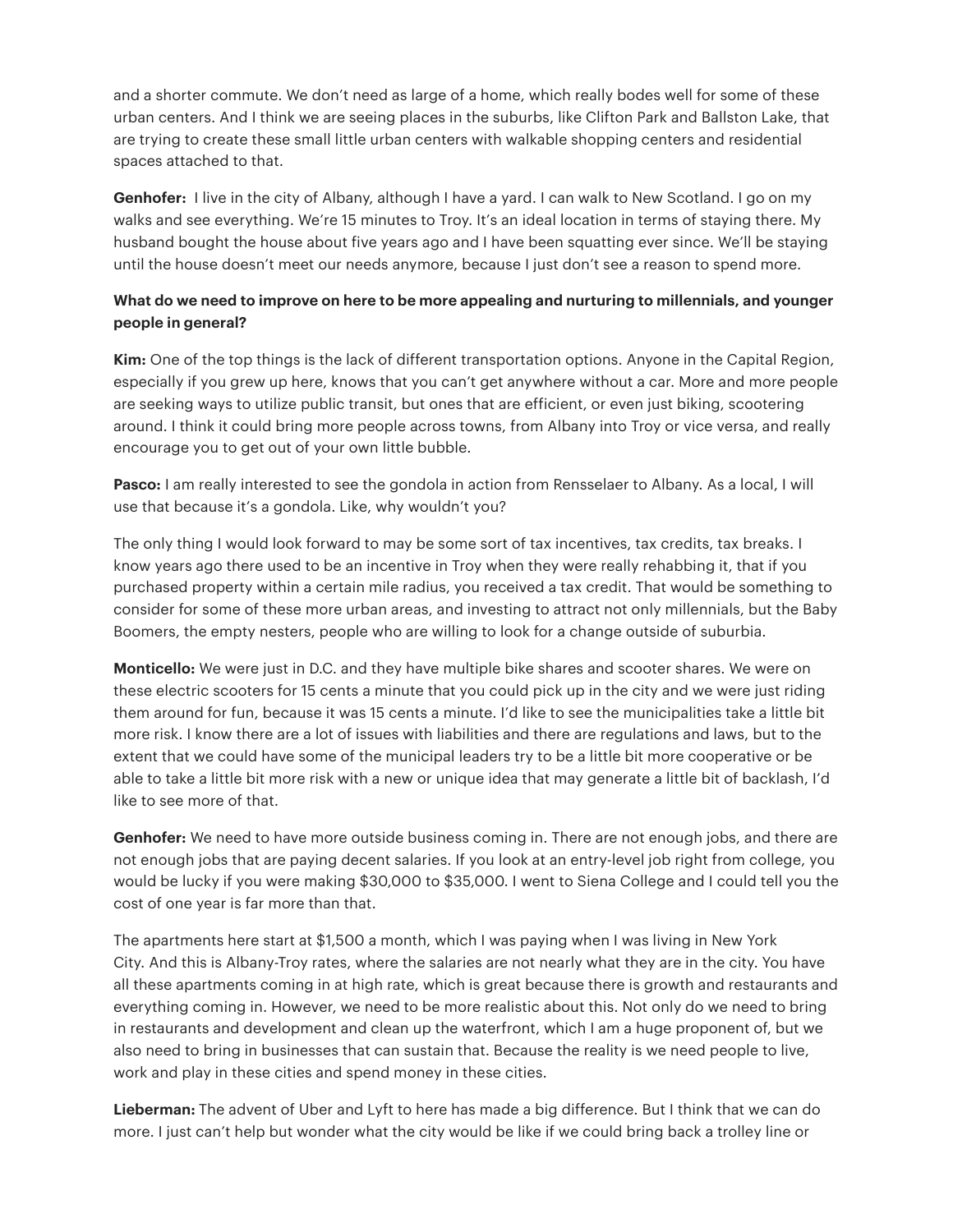and a shorter commute. We don't need as large of a home, which really bodes well for some of these urban centers. And I think we are seeing places in the suburbs, like Clifton Park and Ballston Lake, that are trying to create these small little urban centers with walkable shopping centers and residential spaces attached to that.

**Genhofer:** I live in the city of Albany, although I have a yard. I can walk to New Scotland. I go on my walks and see everything. We're 15 minutes to Troy. It's an ideal location in terms of staying there. My husband bought the house about five years ago and I have been squatting ever since. We'll be staying until the house doesn't meet our needs anymore, because I just don't see a reason to spend more.

**What do we need to improve on here to be more appealing and nurturing to millennials, and younger people in general?**

**Kim:** One of the top things is the lack of different transportation options. Anyone in the Capital Region, especially if you grew up here, knows that you can't get anywhere without a car. More and more people are seeking ways to utilize public transit, but ones that are efficient, or even just biking, scootering around. I think it could bring more people across towns, from Albany into Troy or vice versa, and really encourage you to get out of your own little bubble.

**Pasco:** I am really interested to see the gondola in action from Rensselaer to Albany. As a local, I will use that because it's a gondola. Like, why wouldn't you?

The only thing I would look forward to may be some sort of tax incentives, tax credits, tax breaks. I know years ago there used to be an incentive in Troy when they were really rehabbing it, that if you purchased property within a certain mile radius, you received a tax credit. That would be something to consider for some of these more urban areas, and investing to attract not only millennials, but the Baby Boomers, the empty nesters, people who are willing to look for a change outside of suburbia.

**Monticello:** We were just in D.C. and they have multiple bike shares and scooter shares. We were on these electric scooters for 15 cents a minute that you could pick up in the city and we were just riding them around for fun, because it was 15 cents a minute. I'd like to see the municipalities take a little bit more risk. I know there are a lot of issues with liabilities and there are regulations and laws, but to the extent that we could have some of the municipal leaders try to be a little bit more cooperative or be able to take a little bit more risk with a new or unique idea that may generate a little bit of backlash, I'd like to see more of that.

**Genhofer:** We need to have more outside business coming in. There are not enough jobs, and there are not enough jobs that are paying decent salaries. If you look at an entry-level job right from college, you would be lucky if you were making $30,000 to $35,000. I went to Siena College and I could tell you the cost of one year is far more than that.

The apartments here start at $1,500 a month, which I was paying when I was living in New York City. And this is Albany-Troy rates, where the salaries are not nearly what they are in the city. You have all these apartments coming in at high rate, which is great because there is growth and restaurants and everything coming in. However, we need to be more realistic about this. Not only do we need to bring in restaurants and development and clean up the waterfront, which I am a huge proponent of, but we also need to bring in businesses that can sustain that. Because the reality is we need people to live, work and play in these cities and spend money in these cities.

**Lieberman:** The advent of Uber and Lyft to here has made a big difference. But I think that we can do more. I just can't help but wonder what the city would be like if we could bring back a trolley line or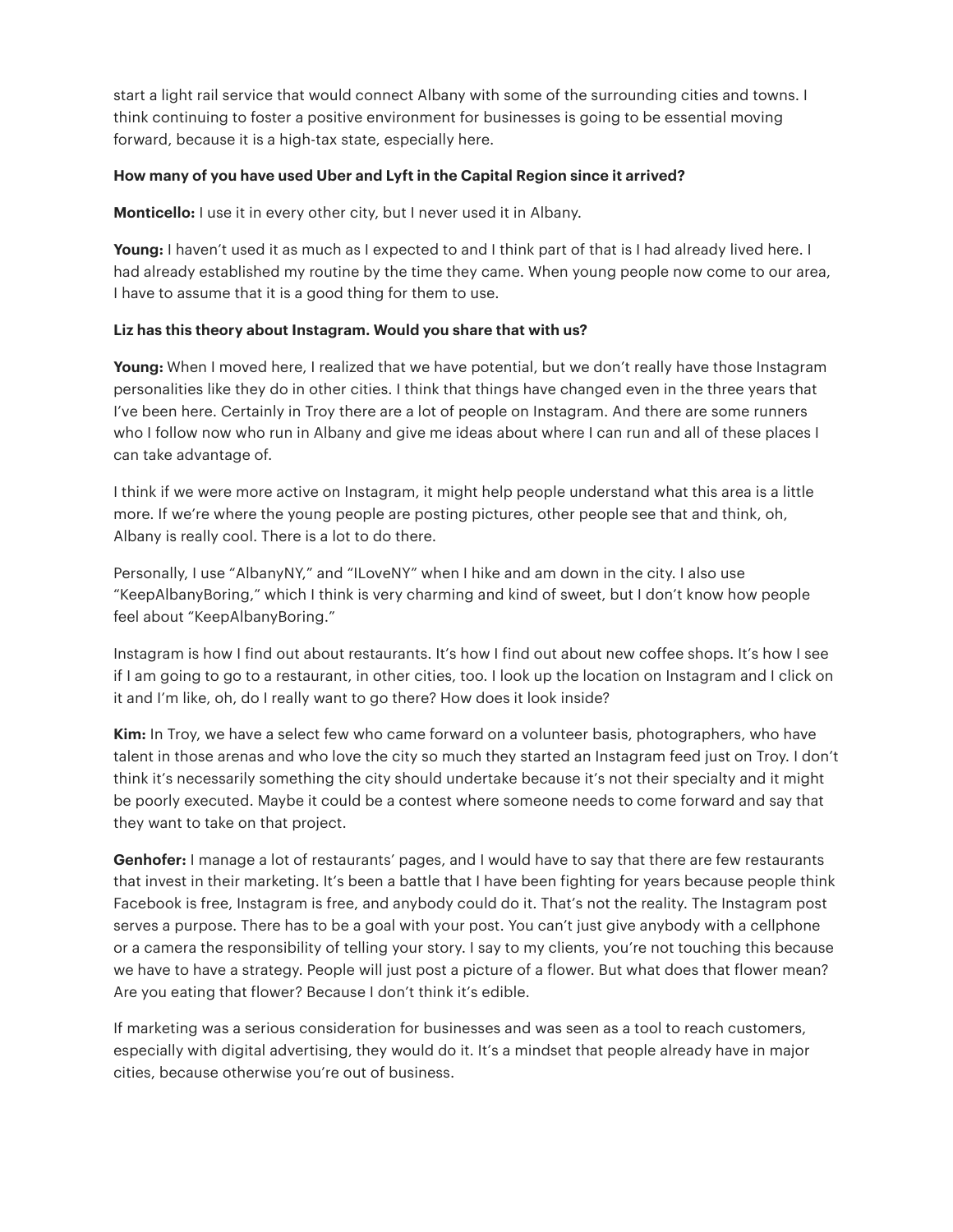start a light rail service that would connect Albany with some of the surrounding cities and towns. I think continuing to foster a positive environment for businesses is going to be essential moving forward, because it is a high-tax state, especially here.

**How many of you have used Uber and Lyft in the Capital Region since it arrived?**

**Monticello:** I use it in every other city, but I never used it in Albany.

**Young:** I haven't used it as much as I expected to and I think part of that is I had already lived here. I had already established my routine by the time they came. When young people now come to our area, I have to assume that it is a good thing for them to use.

**Liz has this theory about Instagram. Would you share that with us?**

**Young:** When I moved here, I realized that we have potential, but we don't really have those Instagram personalities like they do in other cities. I think that things have changed even in the three years that I've been here. Certainly in Troy there are a lot of people on Instagram. And there are some runners who I follow now who run in Albany and give me ideas about where I can run and all of these places I can take advantage of.

I think if we were more active on Instagram, it might help people understand what this area is a little more. If we're where the young people are posting pictures, other people see that and think, oh, Albany is really cool. There is a lot to do there.

Personally, I use "AlbanyNY," and "ILoveNY" when I hike and am down in the city. I also use "KeepAlbanyBoring," which I think is very charming and kind of sweet, but I don't know how people feel about "KeepAlbanyBoring."

Instagram is how I find out about restaurants. It's how I find out about new coffee shops. It's how I see if I am going to go to a restaurant, in other cities, too. I look up the location on Instagram and I click on it and I'm like, oh, do I really want to go there? How does it look inside?

**Kim:** In Troy, we have a select few who came forward on a volunteer basis, photographers, who have talent in those arenas and who love the city so much they started an Instagram feed just on Troy. I don't think it's necessarily something the city should undertake because it's not their specialty and it might be poorly executed. Maybe it could be a contest where someone needs to come forward and say that they want to take on that project.

**Genhofer:** I manage a lot of restaurants' pages, and I would have to say that there are few restaurants that invest in their marketing. It's been a battle that I have been fighting for years because people think Facebook is free, Instagram is free, and anybody could do it. That's not the reality. The Instagram post serves a purpose. There has to be a goal with your post. You can't just give anybody with a cellphone or a camera the responsibility of telling your story. I say to my clients, you're not touching this because we have to have a strategy. People will just post a picture of a flower. But what does that flower mean? Are you eating that flower? Because I don't think it's edible.

If marketing was a serious consideration for businesses and was seen as a tool to reach customers, especially with digital advertising, they would do it. It's a mindset that people already have in major cities, because otherwise you're out of business.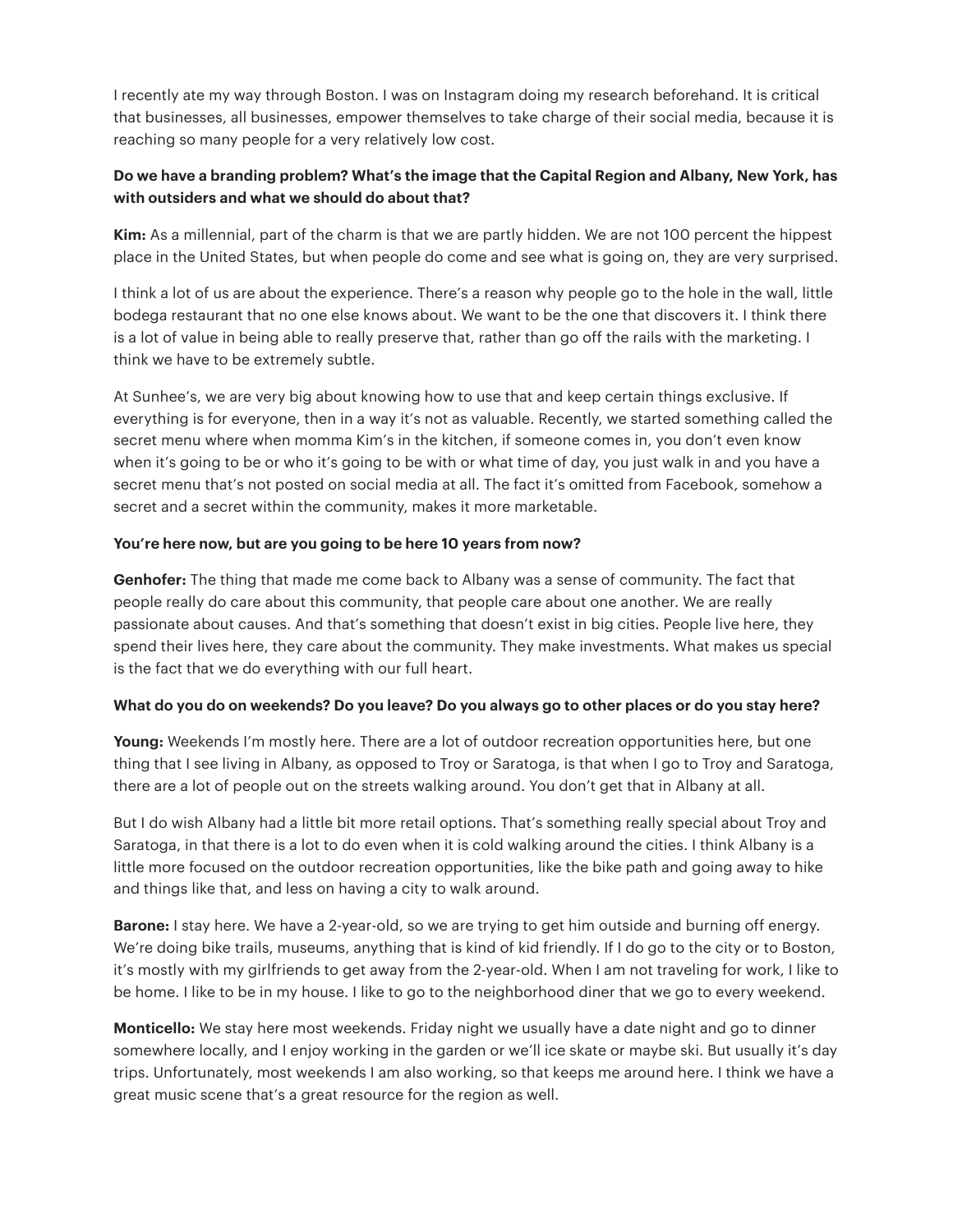I recently ate my way through Boston. I was on Instagram doing my research beforehand. It is critical that businesses, all businesses, empower themselves to take charge of their social media, because it is reaching so many people for a very relatively low cost.

**Do we have a branding problem? What's the image that the Capital Region and Albany, New York, has with outsiders and what we should do about that?**

**Kim:** As a millennial, part of the charm is that we are partly hidden. We are not 100 percent the hippest place in the United States, but when people do come and see what is going on, they are very surprised.

I think a lot of us are about the experience. There's a reason why people go to the hole in the wall, little bodega restaurant that no one else knows about. We want to be the one that discovers it. I think there is a lot of value in being able to really preserve that, rather than go off the rails with the marketing. I think we have to be extremely subtle.

At Sunhee's, we are very big about knowing how to use that and keep certain things exclusive. If everything is for everyone, then in a way it's not as valuable. Recently, we started something called the secret menu where when momma Kim's in the kitchen, if someone comes in, you don't even know when it's going to be or who it's going to be with or what time of day, you just walk in and you have a secret menu that's not posted on social media at all. The fact it's omitted from Facebook, somehow a secret and a secret within the community, makes it more marketable.

**You're here now, but are you going to be here 10 years from now?**

**Genhofer:** The thing that made me come back to Albany was a sense of community. The fact that people really do care about this community, that people care about one another. We are really passionate about causes. And that's something that doesn't exist in big cities. People live here, they spend their lives here, they care about the community. They make investments. What makes us special is the fact that we do everything with our full heart.

**What do you do on weekends? Do you leave? Do you always go to other places or do you stay here?**

**Young:** Weekends I'm mostly here. There are a lot of outdoor recreation opportunities here, but one thing that I see living in Albany, as opposed to Troy or Saratoga, is that when I go to Troy and Saratoga, there are a lot of people out on the streets walking around. You don't get that in Albany at all.

But I do wish Albany had a little bit more retail options. That's something really special about Troy and Saratoga, in that there is a lot to do even when it is cold walking around the cities. I think Albany is a little more focused on the outdoor recreation opportunities, like the bike path and going away to hike and things like that, and less on having a city to walk around.

**Barone:** I stay here. We have a 2-year-old, so we are trying to get him outside and burning off energy. We're doing bike trails, museums, anything that is kind of kid friendly. If I do go to the city or to Boston, it's mostly with my girlfriends to get away from the 2-year-old. When I am not traveling for work, I like to be home. I like to be in my house. I like to go to the neighborhood diner that we go to every weekend.

**Monticello:** We stay here most weekends. Friday night we usually have a date night and go to dinner somewhere locally, and I enjoy working in the garden or we'll ice skate or maybe ski. But usually it's day trips. Unfortunately, most weekends I am also working, so that keeps me around here. I think we have a great music scene that's a great resource for the region as well.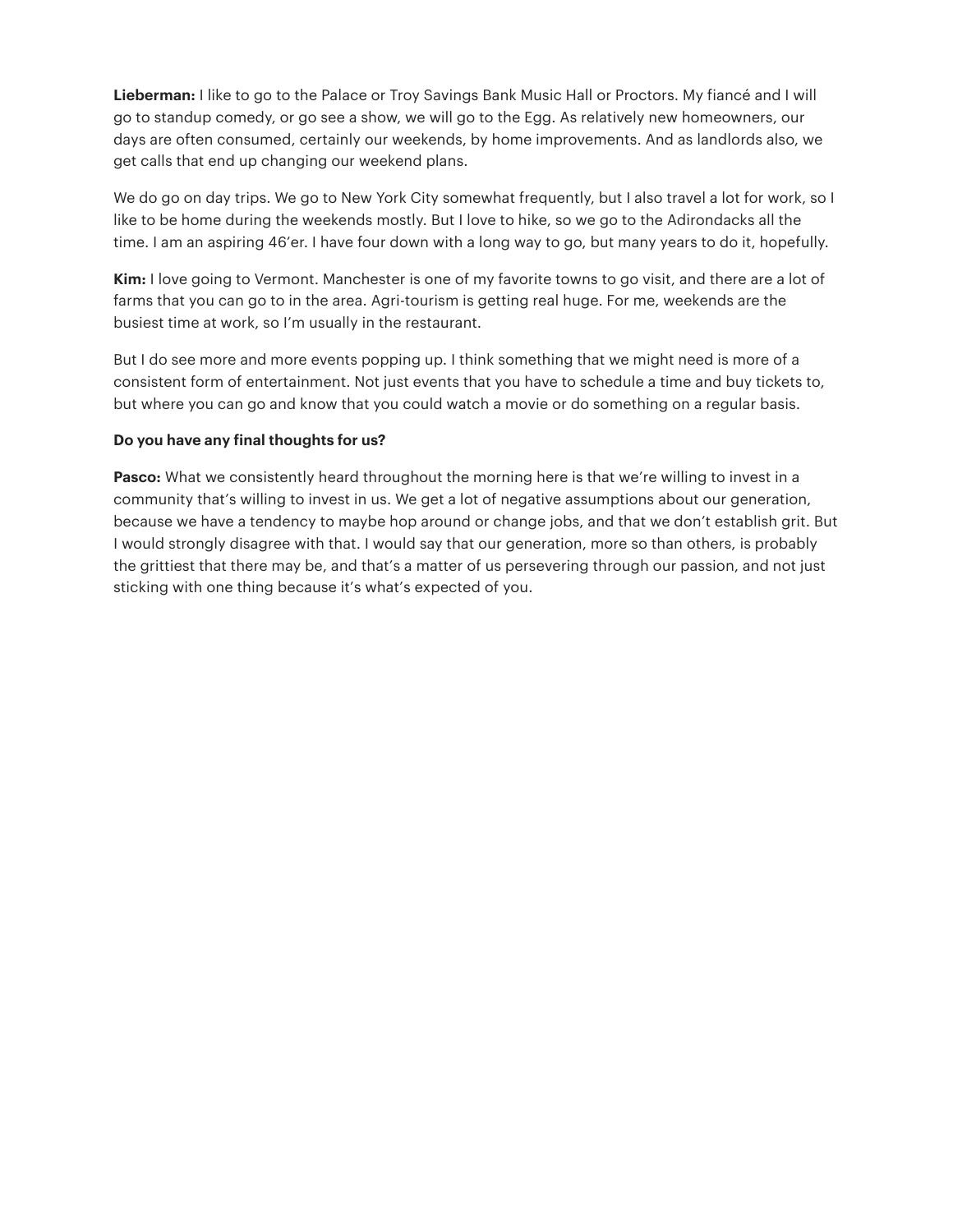**Lieberman:** I like to go to the Palace or Troy Savings Bank Music Hall or Proctors. My fiancé and I will go to standup comedy, or go see a show, we will go to the Egg. As relatively new homeowners, our days are often consumed, certainly our weekends, by home improvements. And as landlords also, we get calls that end up changing our weekend plans.

We do go on day trips. We go to New York City somewhat frequently, but I also travel a lot for work, so I like to be home during the weekends mostly. But I love to hike, so we go to the Adirondacks all the time. I am an aspiring 46'er. I have four down with a long way to go, but many years to do it, hopefully.

**Kim:** I love going to Vermont. Manchester is one of my favorite towns to go visit, and there are a lot of farms that you can go to in the area. Agri-tourism is getting real huge. For me, weekends are the busiest time at work, so I'm usually in the restaurant.

But I do see more and more events popping up. I think something that we might need is more of a consistent form of entertainment. Not just events that you have to schedule a time and buy tickets to, but where you can go and know that you could watch a movie or do something on a regular basis.

**Do you have any final thoughts for us?**

**Pasco:** What we consistently heard throughout the morning here is that we're willing to invest in a community that's willing to invest in us. We get a lot of negative assumptions about our generation, because we have a tendency to maybe hop around or change jobs, and that we don't establish grit. But I would strongly disagree with that. I would say that our generation, more so than others, is probably the grittiest that there may be, and that's a matter of us persevering through our passion, and not just sticking with one thing because it's what's expected of you.